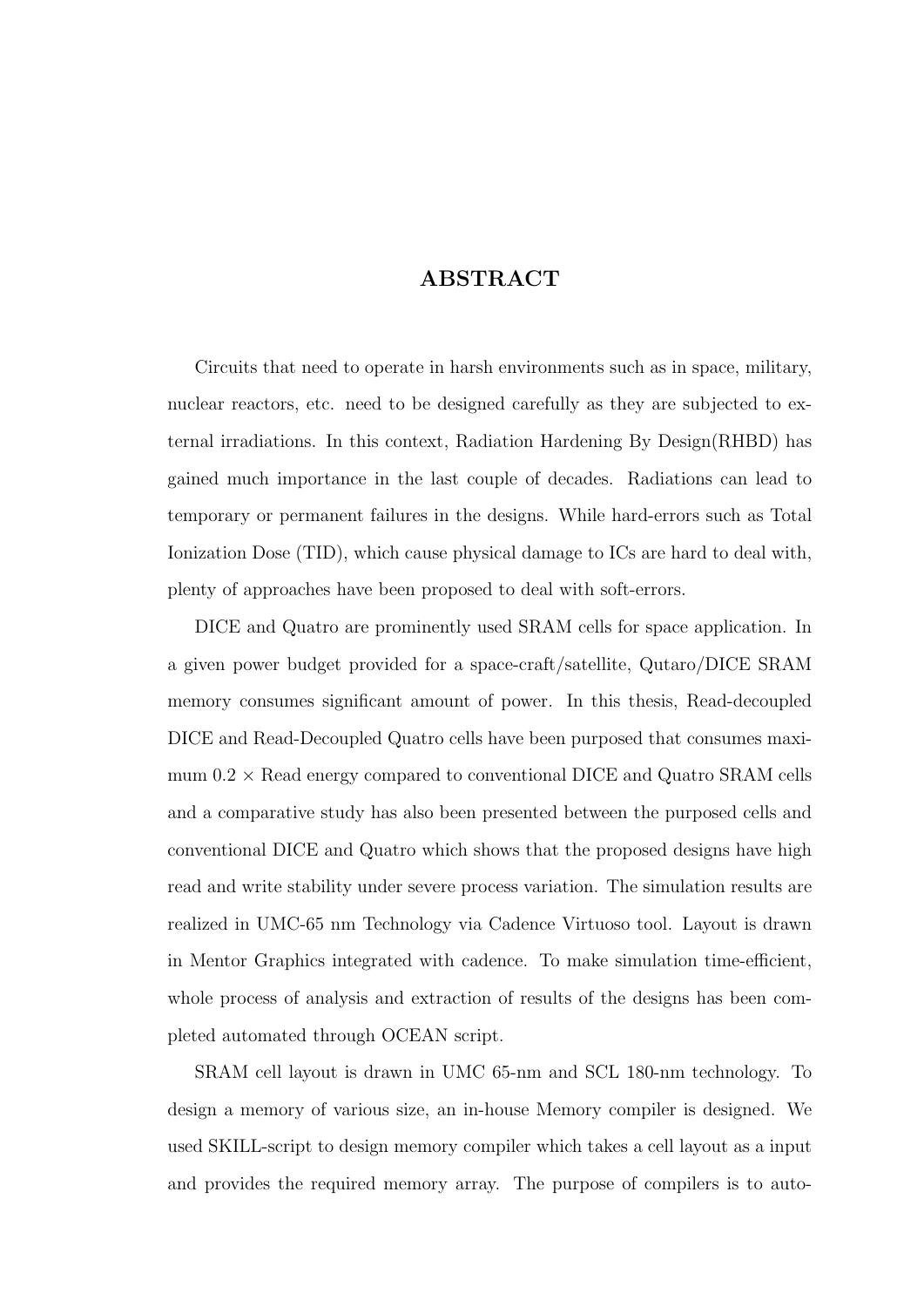# ABSTRACT

Circuits that need to operate in harsh environments such as in space, military, nuclear reactors, etc. need to be designed carefully as they are subjected to external irradiations. In this context, Radiation Hardening By Design(RHBD) has gained much importance in the last couple of decades. Radiations can lead to temporary or permanent failures in the designs. While hard-errors such as Total Ionization Dose (TID), which cause physical damage to ICs are hard to deal with, plenty of approaches have been proposed to deal with soft-errors.

DICE and Quatro are prominently used SRAM cells for space application. In a given power budget provided for a space-craft/satellite, Qutaro/DICE SRAM memory consumes significant amount of power. In this thesis, Read-decoupled DICE and Read-Decoupled Quatro cells have been purposed that consumes maximum $0.2 \times$ Read energy compared to conventional DICE and Quatro SRAM cells and a comparative study has also been presented between the purposed cells and conventional DICE and Quatro which shows that the proposed designs have high read and write stability under severe process variation. The simulation results are realized in UMC-65 nm Technology via Cadence Virtuoso tool. Layout is drawn in Mentor Graphics integrated with cadence. To make simulation time-efficient, whole process of analysis and extraction of results of the designs has been completed automated through OCEAN script.

SRAM cell layout is drawn in UMC 65-nm and SCL 180-nm technology. To design a memory of various size, an in-house Memory compiler is designed. We used SKILL-script to design memory compiler which takes a cell layout as a input and provides the required memory array. The purpose of compilers is to auto-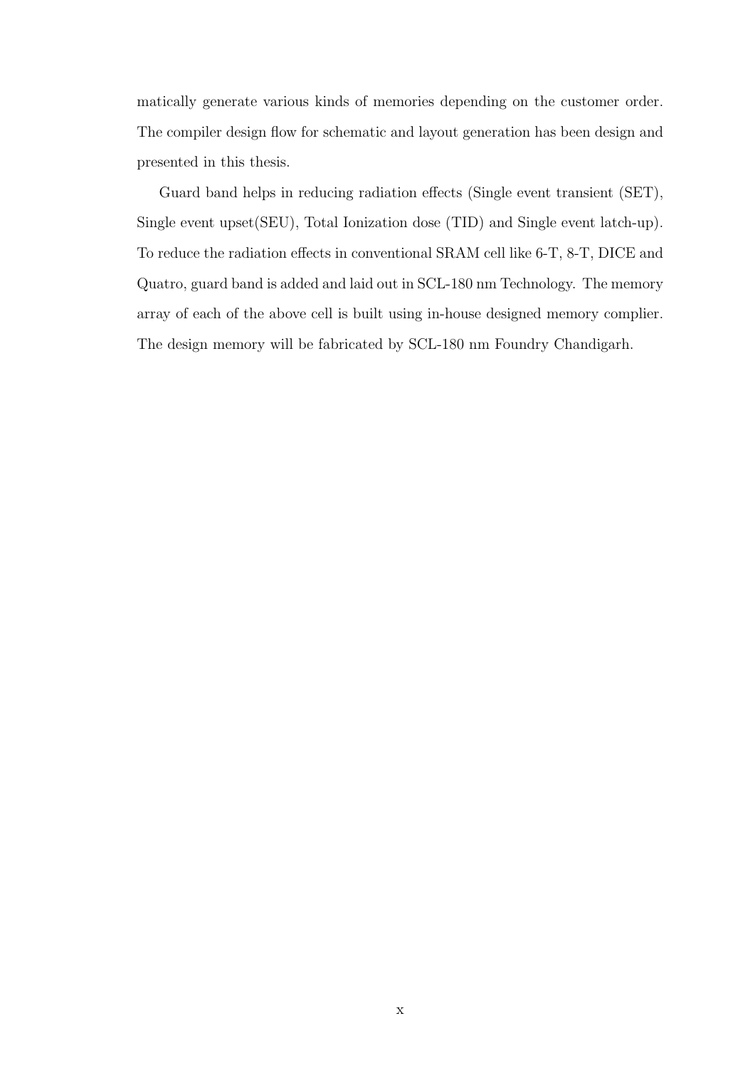matically generate various kinds of memories depending on the customer order. The compiler design flow for schematic and layout generation has been design and presented in this thesis.

Guard band helps in reducing radiation effects (Single event transient (SET), Single event upset(SEU), Total Ionization dose (TID) and Single event latch-up). To reduce the radiation effects in conventional SRAM cell like 6-T, 8-T, DICE and Quatro, guard band is added and laid out in SCL-180 nm Technology. The memory array of each of the above cell is built using in-house designed memory complier. The design memory will be fabricated by SCL-180 nm Foundry Chandigarh.